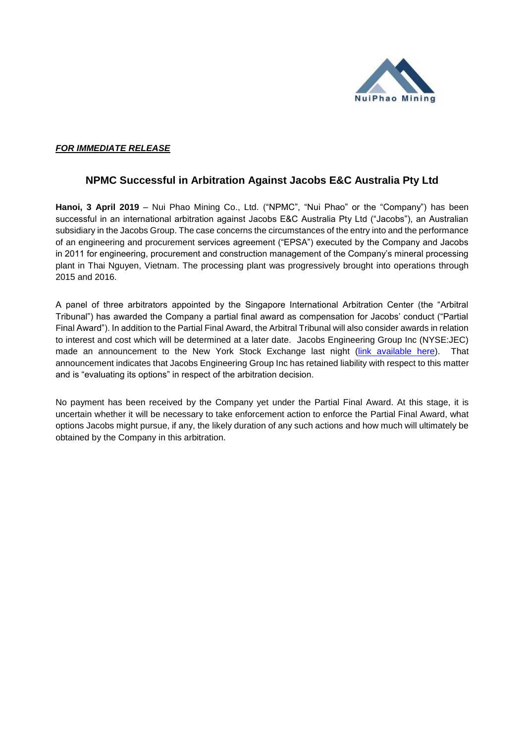***FOR IMMEDIATE RELEASE***

## NPMC Successful in Arbitration Against Jacobs E&C Australia Pty Ltd

**Hanoi, 3 April 2019** – Nui Phao Mining Co., Ltd. ("NPMC", "Nui Phao" or the "Company") has been successful in an international arbitration against Jacobs E&C Australia Pty Ltd ("Jacobs"), an Australian subsidiary in the Jacobs Group. The case concerns the circumstances of the entry into and the performance of an engineering and procurement services agreement ("EPSA") executed by the Company and Jacobs in 2011 for engineering, procurement and construction management of the Company's mineral processing plant in Thai Nguyen, Vietnam. The processing plant was progressively brought into operations through 2015 and 2016.

A panel of three arbitrators appointed by the Singapore International Arbitration Center (the "Arbitral Tribunal") has awarded the Company a partial final award as compensation for Jacobs' conduct ("Partial Final Award"). In addition to the Partial Final Award, the Arbitral Tribunal will also consider awards in relation to interest and cost which will be determined at a later date. Jacobs Engineering Group Inc (NYSE:JEC) made an announcement to the New York Stock Exchange last night (link available here). That announcement indicates that Jacobs Engineering Group Inc has retained liability with respect to this matter and is "evaluating its options" in respect of the arbitration decision.

No payment has been received by the Company yet under the Partial Final Award. At this stage, it is uncertain whether it will be necessary to take enforcement action to enforce the Partial Final Award, what options Jacobs might pursue, if any, the likely duration of any such actions and how much will ultimately be obtained by the Company in this arbitration.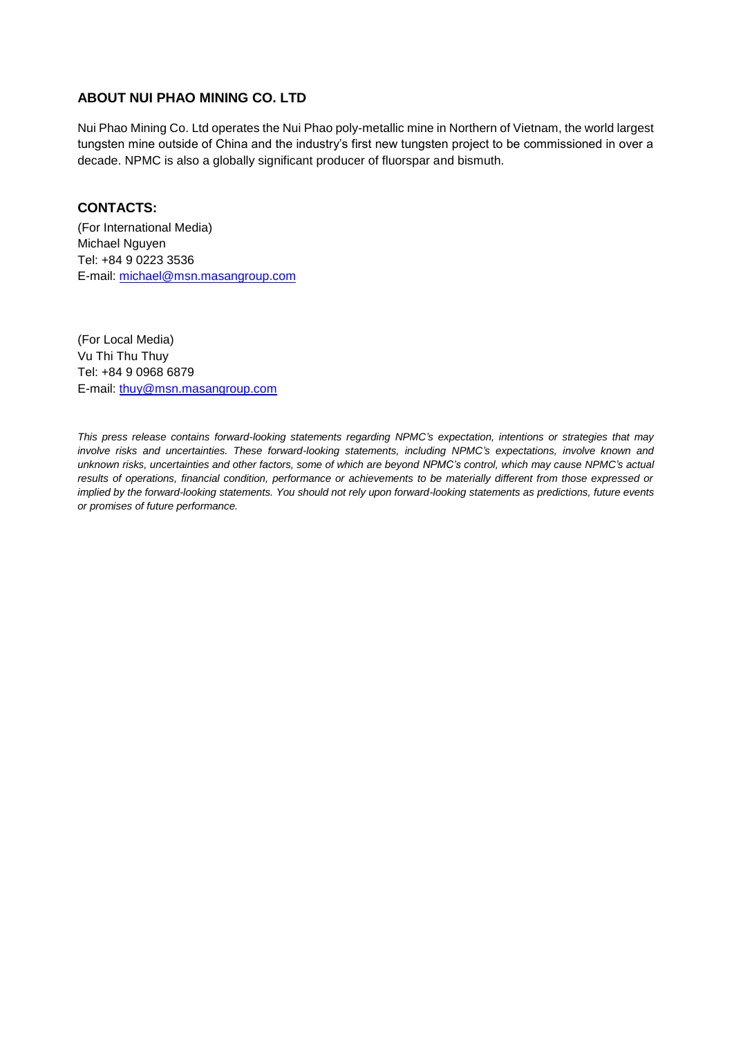## ABOUT NUI PHAO MINING CO. LTD

Nui Phao Mining Co. Ltd operates the Nui Phao poly-metallic mine in Northern of Vietnam, the world largest tungsten mine outside of China and the industry's first new tungsten project to be commissioned in over a decade. NPMC is also a globally significant producer of fluorspar and bismuth.

## CONTACTS:

(For International Media)
Michael Nguyen
Tel: +84 9 0223 3536
E-mail: michael@msn.masangroup.com

(For Local Media)
Vu Thi Thu Thuy
Tel: +84 9 0968 6879
E-mail: thuy@msn.masangroup.com

*This press release contains forward-looking statements regarding NPMC's expectation, intentions or strategies that may involve risks and uncertainties. These forward-looking statements, including NPMC's expectations, involve known and unknown risks, uncertainties and other factors, some of which are beyond NPMC's control, which may cause NPMC's actual results of operations, financial condition, performance or achievements to be materially different from those expressed or implied by the forward-looking statements. You should not rely upon forward-looking statements as predictions, future events or promises of future performance.*